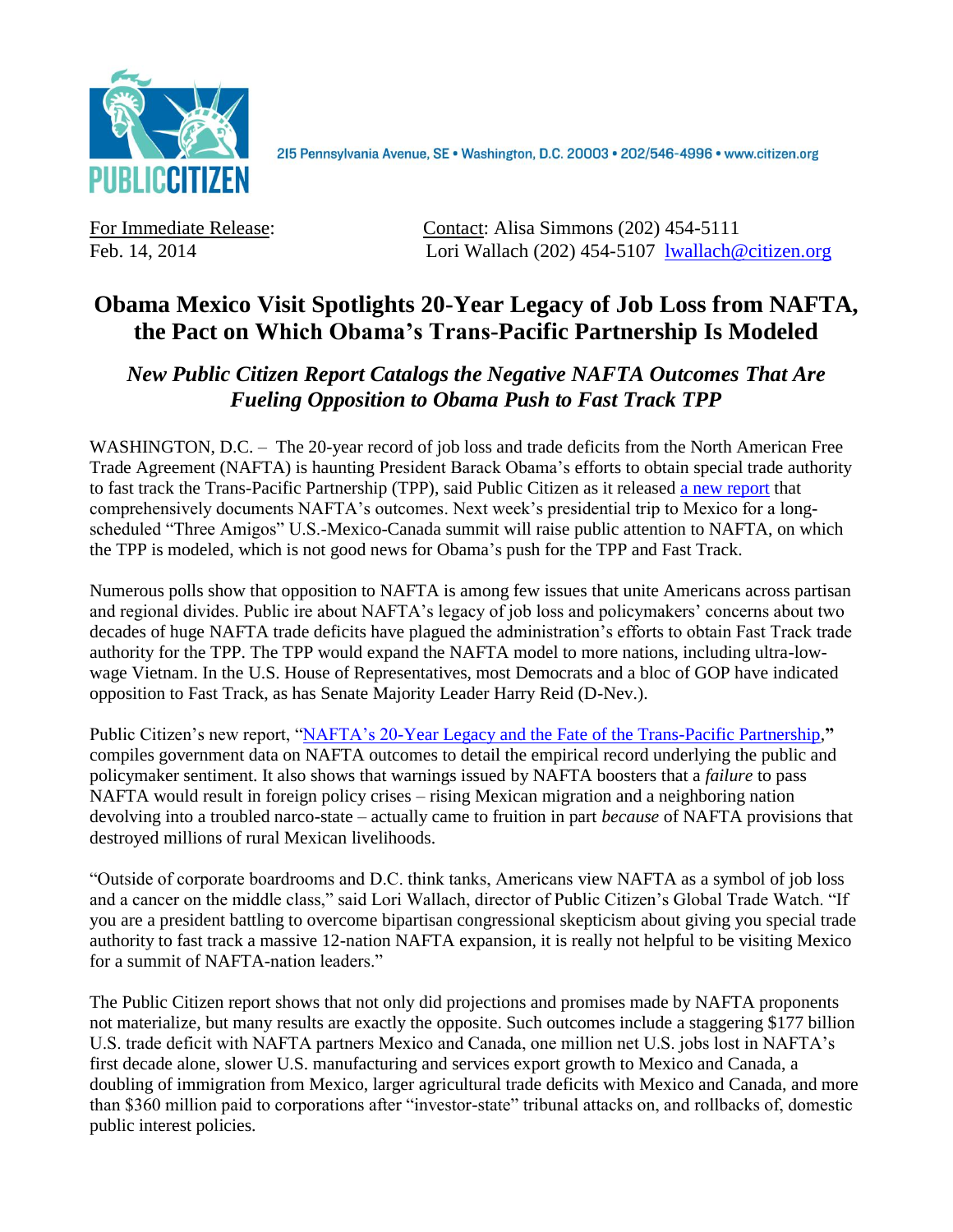PUBLIC CITIZEN

215 Pennsylvania Avenue, SE • Washington, D.C. 20003 • 202/546-4996 • www.citizen.org

For Immediate Release:
Feb. 14, 2014

Contact: Alisa Simmons (202) 454-5111
Lori Wallach (202) 454-5107 lwallach@citizen.org

# Obama Mexico Visit Spotlights 20-Year Legacy of Job Loss from NAFTA, the Pact on Which Obama's Trans-Pacific Partnership Is Modeled

## *New Public Citizen Report Catalogs the Negative NAFTA Outcomes That Are Fueling Opposition to Obama Push to Fast Track TPP*

WASHINGTON, D.C. – The 20-year record of job loss and trade deficits from the North American Free Trade Agreement (NAFTA) is haunting President Barack Obama's efforts to obtain special trade authority to fast track the Trans-Pacific Partnership (TPP), said Public Citizen as it released a new report that comprehensively documents NAFTA's outcomes. Next week's presidential trip to Mexico for a long-scheduled "Three Amigos" U.S.-Mexico-Canada summit will raise public attention to NAFTA, on which the TPP is modeled, which is not good news for Obama's push for the TPP and Fast Track.

Numerous polls show that opposition to NAFTA is among few issues that unite Americans across partisan and regional divides. Public ire about NAFTA's legacy of job loss and policymakers' concerns about two decades of huge NAFTA trade deficits have plagued the administration's efforts to obtain Fast Track trade authority for the TPP. The TPP would expand the NAFTA model to more nations, including ultra-low-wage Vietnam. In the U.S. House of Representatives, most Democrats and a bloc of GOP have indicated opposition to Fast Track, as has Senate Majority Leader Harry Reid (D-Nev.).

Public Citizen's new report, "NAFTA's 20-Year Legacy and the Fate of the Trans-Pacific Partnership," compiles government data on NAFTA outcomes to detail the empirical record underlying the public and policymaker sentiment. It also shows that warnings issued by NAFTA boosters that a *failure* to pass NAFTA would result in foreign policy crises – rising Mexican migration and a neighboring nation devolving into a troubled narco-state – actually came to fruition in part *because* of NAFTA provisions that destroyed millions of rural Mexican livelihoods.

"Outside of corporate boardrooms and D.C. think tanks, Americans view NAFTA as a symbol of job loss and a cancer on the middle class," said Lori Wallach, director of Public Citizen's Global Trade Watch. "If you are a president battling to overcome bipartisan congressional skepticism about giving you special trade authority to fast track a massive 12-nation NAFTA expansion, it is really not helpful to be visiting Mexico for a summit of NAFTA-nation leaders."

The Public Citizen report shows that not only did projections and promises made by NAFTA proponents not materialize, but many results are exactly the opposite. Such outcomes include a staggering $177 billion U.S. trade deficit with NAFTA partners Mexico and Canada, one million net U.S. jobs lost in NAFTA's first decade alone, slower U.S. manufacturing and services export growth to Mexico and Canada, a doubling of immigration from Mexico, larger agricultural trade deficits with Mexico and Canada, and more than $360 million paid to corporations after "investor-state" tribunal attacks on, and rollbacks of, domestic public interest policies.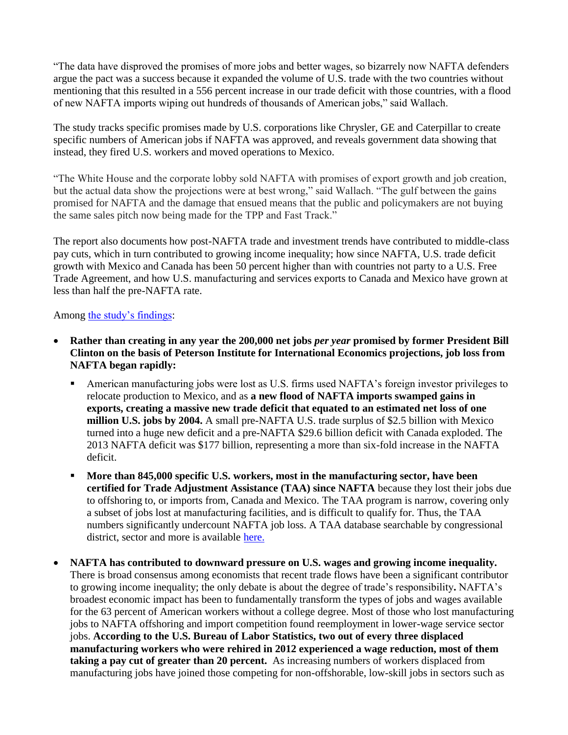"The data have disproved the promises of more jobs and better wages, so bizarrely now NAFTA defenders argue the pact was a success because it expanded the volume of U.S. trade with the two countries without mentioning that this resulted in a 556 percent increase in our trade deficit with those countries, with a flood of new NAFTA imports wiping out hundreds of thousands of American jobs," said Wallach.

The study tracks specific promises made by U.S. corporations like Chrysler, GE and Caterpillar to create specific numbers of American jobs if NAFTA was approved, and reveals government data showing that instead, they fired U.S. workers and moved operations to Mexico.

"The White House and the corporate lobby sold NAFTA with promises of export growth and job creation, but the actual data show the projections were at best wrong," said Wallach. "The gulf between the gains promised for NAFTA and the damage that ensued means that the public and policymakers are not buying the same sales pitch now being made for the TPP and Fast Track."

The report also documents how post-NAFTA trade and investment trends have contributed to middle-class pay cuts, which in turn contributed to growing income inequality; how since NAFTA, U.S. trade deficit growth with Mexico and Canada has been 50 percent higher than with countries not party to a U.S. Free Trade Agreement, and how U.S. manufacturing and services exports to Canada and Mexico have grown at less than half the pre-NAFTA rate.

Among [the study's findings](#):

- **Rather than creating in any year the 200,000 net jobs *per year* promised by former President Bill Clinton on the basis of Peterson Institute for International Economics projections, job loss from NAFTA began rapidly:**
  - American manufacturing jobs were lost as U.S. firms used NAFTA's foreign investor privileges to relocate production to Mexico, and as **a new flood of NAFTA imports swamped gains in exports, creating a massive new trade deficit that equated to an estimated net loss of one million U.S. jobs by 2004.** A small pre-NAFTA U.S. trade surplus of $2.5 billion with Mexico turned into a huge new deficit and a pre-NAFTA $29.6 billion deficit with Canada exploded. The 2013 NAFTA deficit was $177 billion, representing a more than six-fold increase in the NAFTA deficit.
  - **More than 845,000 specific U.S. workers, most in the manufacturing sector, have been certified for Trade Adjustment Assistance (TAA) since NAFTA** because they lost their jobs due to offshoring to, or imports from, Canada and Mexico. The TAA program is narrow, covering only a subset of jobs lost at manufacturing facilities, and is difficult to qualify for. Thus, the TAA numbers significantly undercount NAFTA job loss. A TAA database searchable by congressional district, sector and more is available [here.](#)
- **NAFTA has contributed to downward pressure on U.S. wages and growing income inequality.** There is broad consensus among economists that recent trade flows have been a significant contributor to growing income inequality; the only debate is about the degree of trade's responsibility**.** NAFTA's broadest economic impact has been to fundamentally transform the types of jobs and wages available for the 63 percent of American workers without a college degree. Most of those who lost manufacturing jobs to NAFTA offshoring and import competition found reemployment in lower-wage service sector jobs. **According to the U.S. Bureau of Labor Statistics, two out of every three displaced manufacturing workers who were rehired in 2012 experienced a wage reduction, most of them taking a pay cut of greater than 20 percent.** As increasing numbers of workers displaced from manufacturing jobs have joined those competing for non-offshorable, low-skill jobs in sectors such as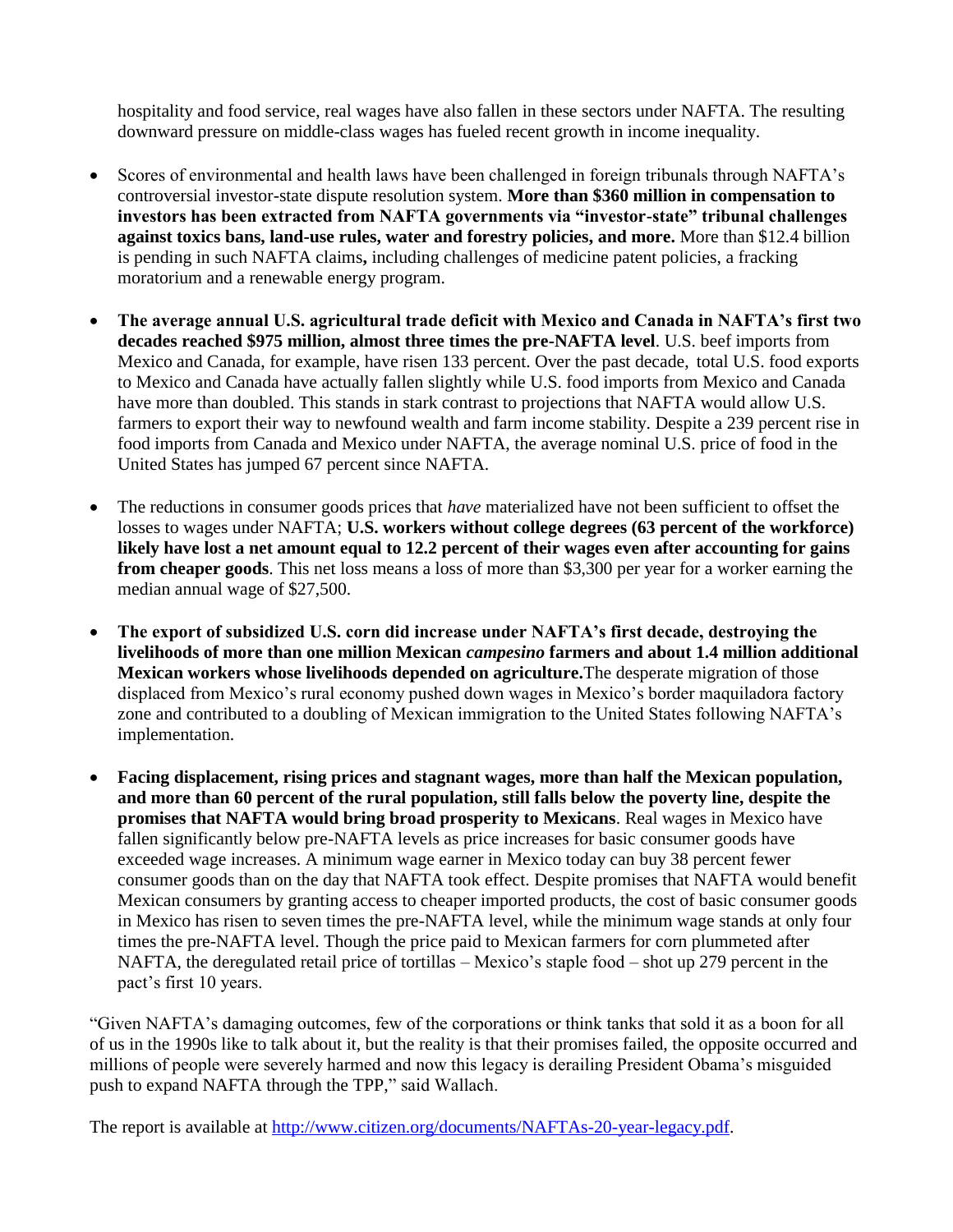hospitality and food service, real wages have also fallen in these sectors under NAFTA. The resulting downward pressure on middle-class wages has fueled recent growth in income inequality.

- Scores of environmental and health laws have been challenged in foreign tribunals through NAFTA's controversial investor-state dispute resolution system. **More than $360 million in compensation to investors has been extracted from NAFTA governments via "investor-state" tribunal challenges against toxics bans, land-use rules, water and forestry policies, and more.** More than $12.4 billion is pending in such NAFTA claims**,** including challenges of medicine patent policies, a fracking moratorium and a renewable energy program.

- **The average annual U.S. agricultural trade deficit with Mexico and Canada in NAFTA's first two decades reached $975 million, almost three times the pre-NAFTA level**. U.S. beef imports from Mexico and Canada, for example, have risen 133 percent. Over the past decade, total U.S. food exports to Mexico and Canada have actually fallen slightly while U.S. food imports from Mexico and Canada have more than doubled. This stands in stark contrast to projections that NAFTA would allow U.S. farmers to export their way to newfound wealth and farm income stability. Despite a 239 percent rise in food imports from Canada and Mexico under NAFTA, the average nominal U.S. price of food in the United States has jumped 67 percent since NAFTA.

- The reductions in consumer goods prices that *have* materialized have not been sufficient to offset the losses to wages under NAFTA; **U.S. workers without college degrees (63 percent of the workforce) likely have lost a net amount equal to 12.2 percent of their wages even after accounting for gains from cheaper goods**. This net loss means a loss of more than $3,300 per year for a worker earning the median annual wage of $27,500.

- **The export of subsidized U.S. corn did increase under NAFTA's first decade, destroying the livelihoods of more than one million Mexican *campesino* farmers and about 1.4 million additional Mexican workers whose livelihoods depended on agriculture.**The desperate migration of those displaced from Mexico's rural economy pushed down wages in Mexico's border maquiladora factory zone and contributed to a doubling of Mexican immigration to the United States following NAFTA's implementation.

- **Facing displacement, rising prices and stagnant wages, more than half the Mexican population, and more than 60 percent of the rural population, still falls below the poverty line, despite the promises that NAFTA would bring broad prosperity to Mexicans**. Real wages in Mexico have fallen significantly below pre-NAFTA levels as price increases for basic consumer goods have exceeded wage increases. A minimum wage earner in Mexico today can buy 38 percent fewer consumer goods than on the day that NAFTA took effect. Despite promises that NAFTA would benefit Mexican consumers by granting access to cheaper imported products, the cost of basic consumer goods in Mexico has risen to seven times the pre-NAFTA level, while the minimum wage stands at only four times the pre-NAFTA level. Though the price paid to Mexican farmers for corn plummeted after NAFTA, the deregulated retail price of tortillas – Mexico's staple food – shot up 279 percent in the pact's first 10 years.

"Given NAFTA's damaging outcomes, few of the corporations or think tanks that sold it as a boon for all of us in the 1990s like to talk about it, but the reality is that their promises failed, the opposite occurred and millions of people were severely harmed and now this legacy is derailing President Obama's misguided push to expand NAFTA through the TPP," said Wallach.

The report is available at [http://www.citizen.org/documents/NAFTAs-20-year-legacy.pdf](http://www.citizen.org/documents/NAFTAs-20-year-legacy.pdf).